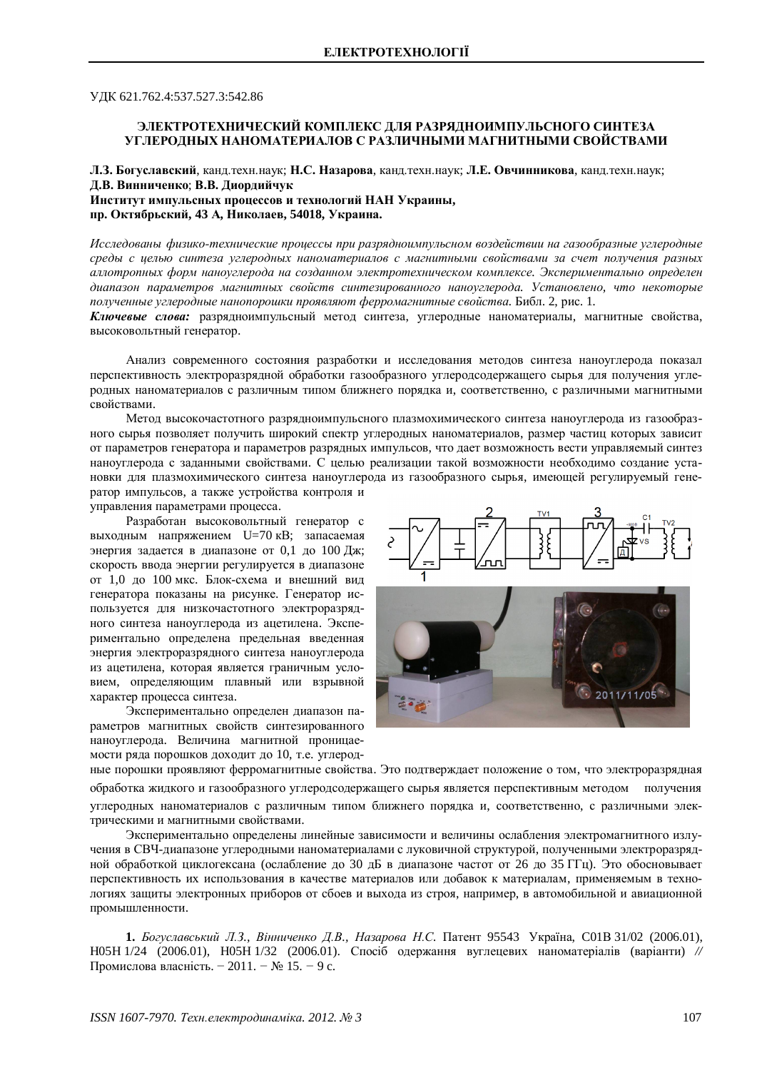**ЕЛЕКТРОТЕХНОЛОГІЇ**

УДК 621.762.4:537.527.3:542.86

## ЭЛЕКТРОТЕХНИЧЕСКИЙ КОМПЛЕКС ДЛЯ РАЗРЯДНОИМПУЛЬСНОГО СИНТЕЗА УГЛЕРОДНЫХ НАНОМАТЕРИАЛОВ С РАЗЛИЧНЫМИ МАГНИТНЫМИ СВОЙСТВАМИ

**Л.З. Богуславский**, канд.техн.наук; **Н.С. Назарова**, канд.техн.наук; **Л.Е. Овчинникова**, канд.техн.наук; **Д.В. Винниченко**; **В.В. Диордийчук**
**Институт импульсных процессов и технологий НАН Украины,**
**пр. Октябрьский, 43 А, Николаев, 54018, Украина.**

*Исследованы физико-технические процессы при разрядноимпульсном воздействии на газообразные углеродные среды с целью синтеза углеродных наноматериалов с магнитными свойствами за счет получения разных аллотропных форм наноуглерода на созданном электротехническом комплексе. Экспериментально определен диапазон параметров магнитных свойств синтезированного наноуглерода. Установлено, что некоторые полученные углеродные нанопорошки проявляют ферромагнитные свойства.* Библ. 2, рис. 1.

***Ключевые слова:*** разрядноимпульсный метод синтеза, углеродные наноматериалы, магнитные свойства, высоковольтный генератор.

Анализ современного состояния разработки и исследования методов синтеза наноуглерода показал перспективность электроразрядной обработки газообразного углеродсодержащего сырья для получения углеродных наноматериалов с различным типом ближнего порядка и, соответственно, с различными магнитными свойствами.

Метод высокочастотного разрядноимпульсного плазмохимического синтеза наноуглерода из газообразного сырья позволяет получить широкий спектр углеродных наноматериалов, размер частиц которых зависит от параметров генератора и параметров разрядных импульсов, что дает возможность вести управляемый синтез наноуглерода с заданными свойствами. С целью реализации такой возможности необходимо создание установки для плазмохимического синтеза наноуглерода из газообразного сырья, имеющей регулируемый генератор импульсов, а также устройства контроля и управления параметрами процесса.

Разработан высоковольтный генератор с выходным напряжением U=70 кВ; запасаемая энергия задается в диапазоне от 0,1 до 100 Дж; скорость ввода энергии регулируется в диапазоне от 1,0 до 100 мкс. Блок-схема и внешний вид генератора показаны на рисунке. Генератор используется для низкочастотного электроразрядного синтеза наноуглерода из ацетилена. Экспериментально определена предельная введенная энергия электроразрядного синтеза наноуглерода из ацетилена, которая является граничным условием, определяющим плавный или взрывной характер процесса синтеза.

Экспериментально определен диапазон параметров магнитных свойств синтезированного наноуглерода. Величина магнитной проницаемости ряда порошков доходит до 10, т.е. углеродные порошки проявляют ферромагнитные свойства. Это подтверждает положение о том, что электроразрядная обработка жидкого и газообразного углеродсодержащего сырья является перспективным методом получения углеродных наноматериалов с различным типом ближнего порядка и, соответственно, с различными электрическими и магнитными свойствами.

Экспериментально определены линейные зависимости и величины ослабления электромагнитного излучения в СВЧ-диапазоне углеродными наноматериалами с луковичной структурой, полученными электроразрядной обработкой циклогексана (ослабление до 30 дБ в диапазоне частот от 26 до 35 ГГц). Это обосновывает перспективность их использования в качестве материалов или добавок к материалам, применяемым в технологиях защиты электронных приборов от сбоев и выхода из строя, например, в автомобильной и авиационной промышленности.

**1.** *Богуславський Л.З., Вінниченко Д.В., Назарова Н.С.* Патент 95543 Україна, C01B 31/02 (2006.01), H05H 1/24 (2006.01), H05H 1/32 (2006.01). Спосіб одержання вуглецевих наноматеріалів (варіанти) // Промислова власність. − 2011. − № 15. − 9 с.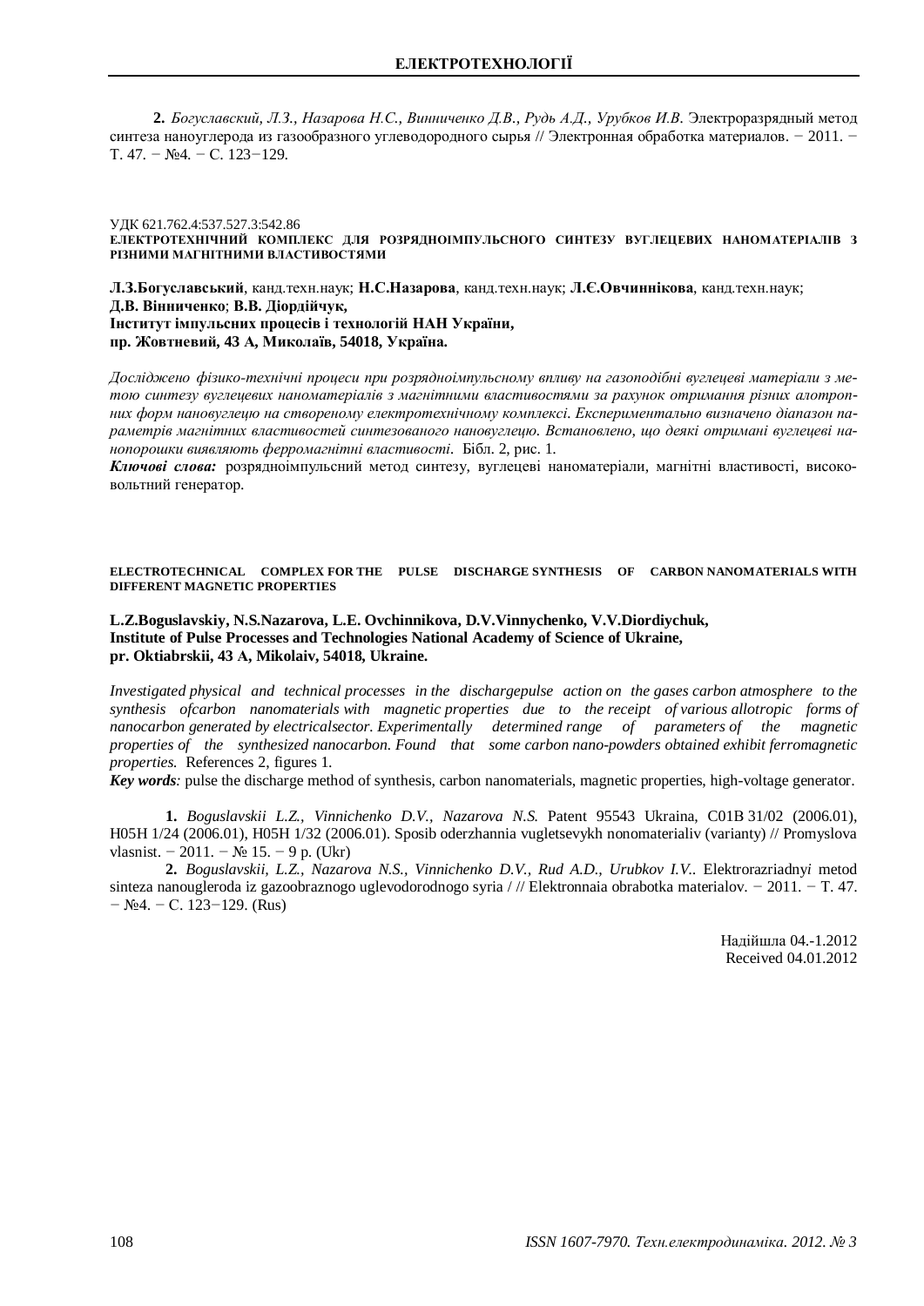**2.** *Богуславский, Л.З., Назарова Н.С., Винниченко Д.В., Рудь А.Д., Урубков И.В.* Электроразрядный метод синтеза наноуглерода из газообразного углеводородного сырья // Электронная обработка материалов. − 2011. − Т. 47. − №4. − С. 123−129.

УДК 621.762.4:537.527.3:542.86

**ЕЛЕКТРОТЕХНІЧНИЙ КОМПЛЕКС ДЛЯ РОЗРЯДНОІМПУЛЬСНОГО СИНТЕЗУ ВУГЛЕЦЕВИХ НАНОМАТЕРІАЛІВ З РІЗНИМИ МАГНІТНИМИ ВЛАСТИВОСТЯМИ**

**Л.З.Богуславський**, канд.техн.наук; **Н.С.Назарова**, канд.техн.наук; **Л.Є.Овчиннікова**, канд.техн.наук;
**Д.В. Вінниченко**; **В.В. Діордійчук,**
**Інститут імпульсних процесів і технологій НАН України,**
**пр. Жовтневий, 43 А, Миколаїв, 54018, Україна.**

*Досліджено фізико-технічні процеси при розрядноімпульсному впливу на газоподібні вуглецеві матеріали з метою синтезу вуглецевих наноматеріалів з магнітними властивостями за рахунок отримання різних алотропних форм нановуглецю на створеному електротехнічному комплексі. Експериментально визначено діапазон параметрів магнітних властивостей синтезованого нановуглецю. Встановлено, що деякі отримані вуглецеві нанопорошки виявляють ферромагнітні властивості.* Бібл. 2, рис. 1.

***Ключові слова:*** розрядноімпульсний метод синтезу, вуглецеві наноматеріали, магнітні властивості, високовольтний генератор.

**ELECTROTECHNICAL COMPLEX FOR THE PULSE DISCHARGE SYNTHESIS OF CARBON NANOMATERIALS WITH DIFFERENT MAGNETIC PROPERTIES**

**L.Z.Boguslavskiy, N.S.Nazarova, L.E. Ovchinnikova, D.V.Vinnychenko, V.V.Diordiychuk,**
**Institute of Pulse Processes and Technologies National Academy of Science of Ukraine,**
**pr. Oktiabrskii, 43 A, Mikolaiv, 54018, Ukraine.**

*Investigated physical and technical processes in the dischargepulse action on the gases carbon atmosphere to the synthesis ofcarbon nanomaterials with magnetic properties due to the receipt of various allotropic forms of nanocarbon generated by electricalsector. Experimentally determined range of parameters of the magnetic properties of the synthesized nanocarbon. Found that some carbon nano-powders obtained exhibit ferromagnetic properties.* References 2, figures 1.

***Key words****:* pulse the discharge method of synthesis, carbon nanomaterials, magnetic properties, high-voltage generator.

**1.** *Boguslavskii L.Z., Vinnichenko D.V., Nazarova N.S.* Patent 95543 Ukraina, C01B 31/02 (2006.01), H05H 1/24 (2006.01), H05H 1/32 (2006.01). Sposib oderzhannia vugletsevykh nonomaterialiv (varianty) // Promyslova vlasnist. − 2011. − № 15. − 9 p. (Ukr)

**2.** *Boguslavskii, L.Z., Nazarova N.S., Vinnichenko D.V., Rud A.D., Urubkov I.V.*. Elektrorazriadnyi metod sinteza nanougleroda iz gazoobraznogo uglevodorodnogo syria / // Elektronnaia obrabotka materialov. − 2011. − T. 47. − №4. − C. 123−129. (Rus)

Надійшла 04.-1.2012
Received 04.01.2012